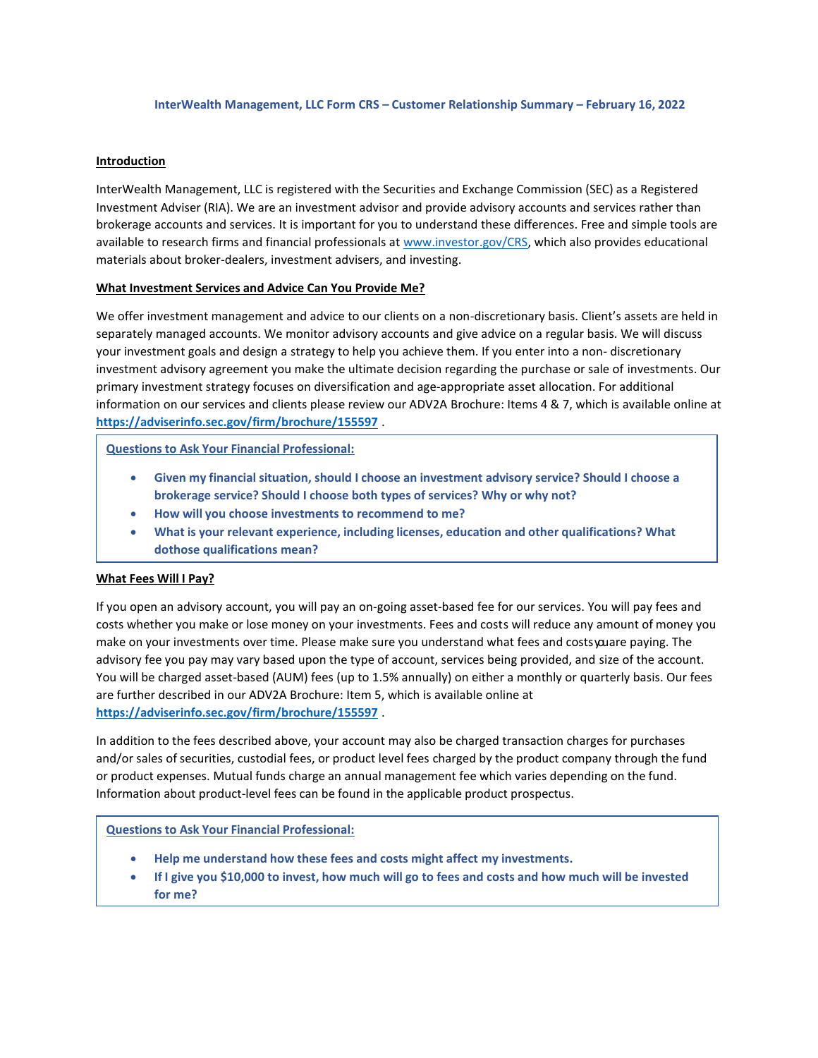**InterWealth Management, LLC Form CRS – Customer Relationship Summary – February 16, 2022**

## Introduction

InterWealth Management, LLC is registered with the Securities and Exchange Commission (SEC) as a Registered Investment Adviser (RIA). We are an investment advisor and provide advisory accounts and services rather than brokerage accounts and services. It is important for you to understand these differences. Free and simple tools are available to research firms and financial professionals at [www.investor.gov/CRS](www.investor.gov/CRS), which also provides educational materials about broker-dealers, investment advisers, and investing.

## What Investment Services and Advice Can You Provide Me?

We offer investment management and advice to our clients on a non-discretionary basis. Client's assets are held in separately managed accounts. We monitor advisory accounts and give advice on a regular basis. We will discuss your investment goals and design a strategy to help you achieve them. If you enter into a non- discretionary investment advisory agreement you make the ultimate decision regarding the purchase or sale of investments. Our primary investment strategy focuses on diversification and age-appropriate asset allocation. For additional information on our services and clients please review our ADV2A Brochure: Items 4 & 7, which is available online at **https://adviserinfo.sec.gov/firm/brochure/155597** .

**Questions to Ask Your Financial Professional:**

- **Given my financial situation, should I choose an investment advisory service? Should I choose a brokerage service? Should I choose both types of services? Why or why not?**
- **How will you choose investments to recommend to me?**
- **What is your relevant experience, including licenses, education and other qualifications? What dothose qualifications mean?**

## What Fees Will I Pay?

If you open an advisory account, you will pay an on-going asset-based fee for our services. You will pay fees and costs whether you make or lose money on your investments. Fees and costs will reduce any amount of money you make on your investments over time. Please make sure you understand what fees and costs you are paying. The advisory fee you pay may vary based upon the type of account, services being provided, and size of the account. You will be charged asset-based (AUM) fees (up to 1.5% annually) on either a monthly or quarterly basis. Our fees are further described in our ADV2A Brochure: Item 5, which is available online at **https://adviserinfo.sec.gov/firm/brochure/155597** .

In addition to the fees described above, your account may also be charged transaction charges for purchases and/or sales of securities, custodial fees, or product level fees charged by the product company through the fund or product expenses. Mutual funds charge an annual management fee which varies depending on the fund. Information about product-level fees can be found in the applicable product prospectus.

**Questions to Ask Your Financial Professional:**

- **Help me understand how these fees and costs might affect my investments.**
- **If I give you $10,000 to invest, how much will go to fees and costs and how much will be invested for me?**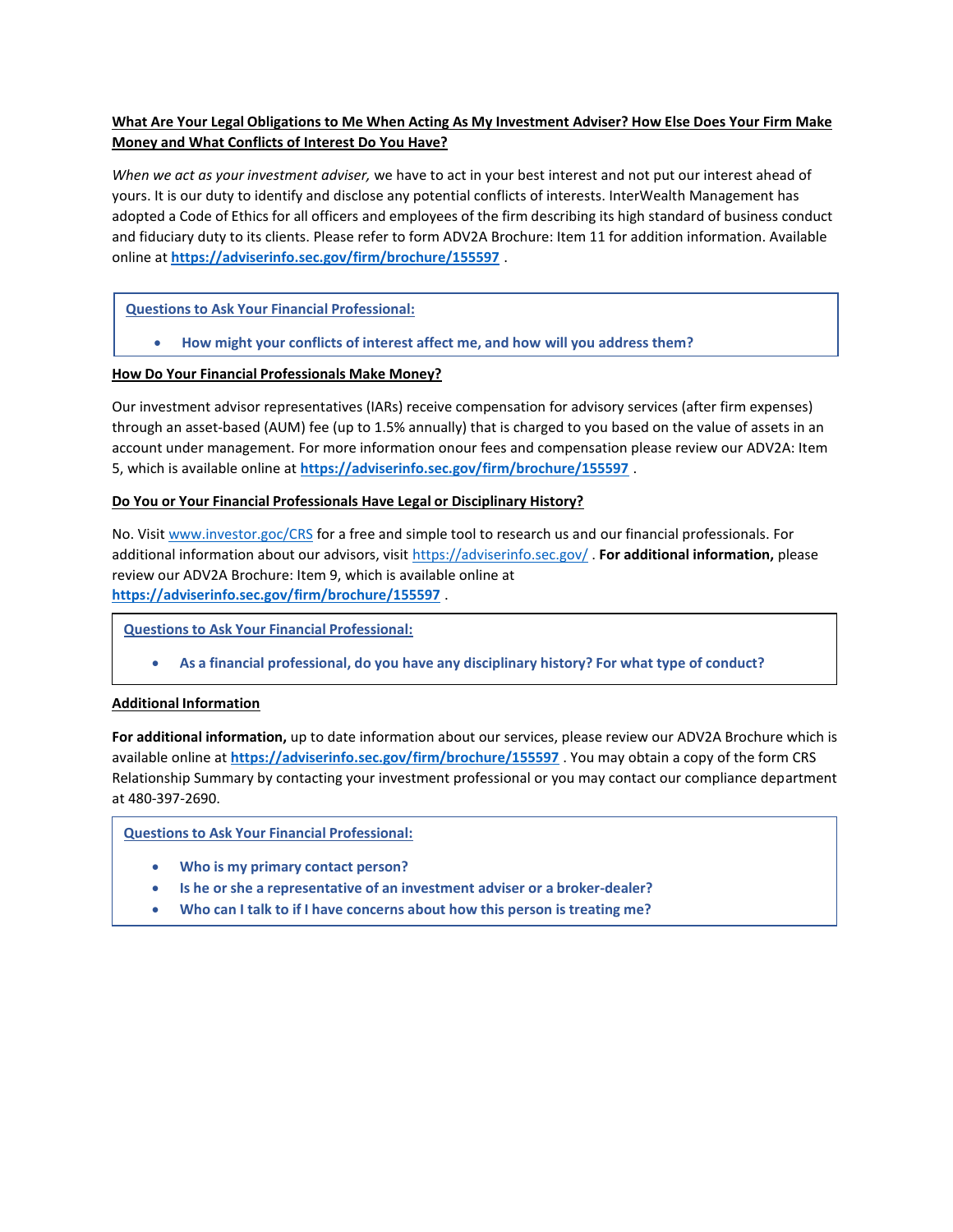**What Are Your Legal Obligations to Me When Acting As My Investment Adviser? How Else Does Your Firm Make Money and What Conflicts of Interest Do You Have?**

*When we act as your investment adviser,* we have to act in your best interest and not put our interest ahead of yours. It is our duty to identify and disclose any potential conflicts of interests. InterWealth Management has adopted a Code of Ethics for all officers and employees of the firm describing its high standard of business conduct and fiduciary duty to its clients. Please refer to form ADV2A Brochure: Item 11 for addition information. Available online at **https://adviserinfo.sec.gov/firm/brochure/155597** .

**Questions to Ask Your Financial Professional:**

- **How might your conflicts of interest affect me, and how will you address them?**

**How Do Your Financial Professionals Make Money?**

Our investment advisor representatives (IARs) receive compensation for advisory services (after firm expenses) through an asset-based (AUM) fee (up to 1.5% annually) that is charged to you based on the value of assets in an account under management. For more information onour fees and compensation please review our ADV2A: Item 5, which is available online at **https://adviserinfo.sec.gov/firm/brochure/155597** .

**Do You or Your Financial Professionals Have Legal or Disciplinary History?**

No. Visit www.investor.goc/CRS for a free and simple tool to research us and our financial professionals. For additional information about our advisors, visit https://adviserinfo.sec.gov/ . **For additional information,** please review our ADV2A Brochure: Item 9, which is available online at **https://adviserinfo.sec.gov/firm/brochure/155597** .

**Questions to Ask Your Financial Professional:**

- **As a financial professional, do you have any disciplinary history? For what type of conduct?**

**Additional Information**

**For additional information,** up to date information about our services, please review our ADV2A Brochure which is available online at **https://adviserinfo.sec.gov/firm/brochure/155597** . You may obtain a copy of the form CRS Relationship Summary by contacting your investment professional or you may contact our compliance department at 480-397-2690.

**Questions to Ask Your Financial Professional:**

- **Who is my primary contact person?**
- **Is he or she a representative of an investment adviser or a broker-dealer?**
- **Who can I talk to if I have concerns about how this person is treating me?**